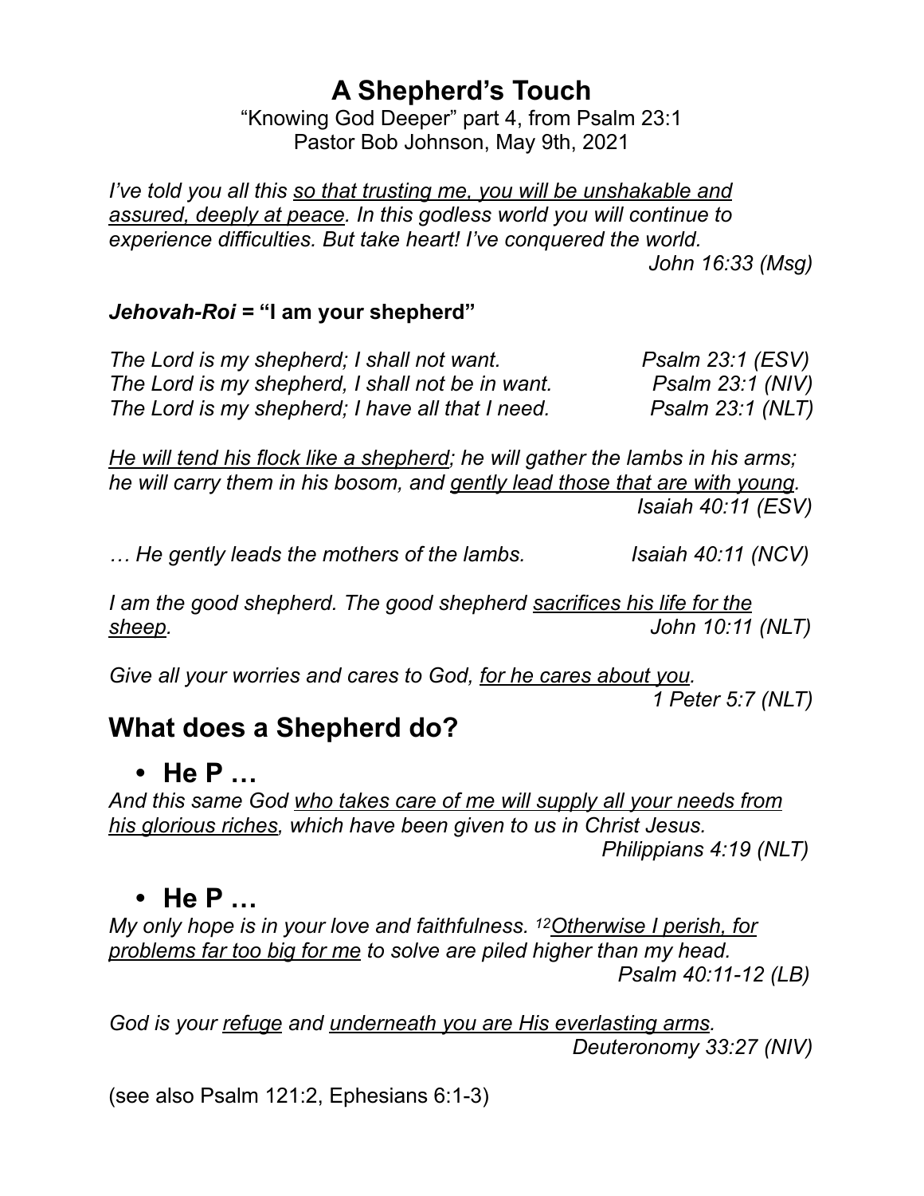# A Shepherd's Touch

"Knowing God Deeper" part 4, from Psalm 23:1
Pastor Bob Johnson, May 9th, 2021

*I've told you all this <u>so that trusting me, you will be unshakable and assured, deeply at peace</u>. In this godless world you will continue to experience difficulties. But take heart! I've conquered the world.*
*John 16:33 (Msg)*

***Jehovah-Roi* = "I am your shepherd"**

*The Lord is my shepherd; I shall not want.* *Psalm 23:1 (ESV)*
*The Lord is my shepherd, I shall not be in want.* *Psalm 23:1 (NIV)*
*The Lord is my shepherd; I have all that I need.* *Psalm 23:1 (NLT)*

*<u>He will tend his flock like a shepherd</u>; he will gather the lambs in his arms; he will carry them in his bosom, and <u>gently lead those that are with young</u>.*
*Isaiah 40:11 (ESV)*

*… He gently leads the mothers of the lambs.* *Isaiah 40:11 (NCV)*

*I am the good shepherd. The good shepherd <u>sacrifices his life for the sheep</u>.* *John 10:11 (NLT)*

*Give all your worries and cares to God, <u>for he cares about you</u>.*
*1 Peter 5:7 (NLT)*

## What does a Shepherd do?

- **He P …**

*And this same God <u>who takes care of me will supply all your needs from his glorious riches</u>, which have been given to us in Christ Jesus.*
*Philippians 4:19 (NLT)*

- **He P …**

*My only hope is in your love and faithfulness. [12]<u>Otherwise I perish, for problems far too big for me</u> to solve are piled higher than my head.*
*Psalm 40:11-12 (LB)*

*God is your <u>refuge</u> and <u>underneath you are His everlasting arms</u>.*
*Deuteronomy 33:27 (NIV)*

(see also Psalm 121:2, Ephesians 6:1-3)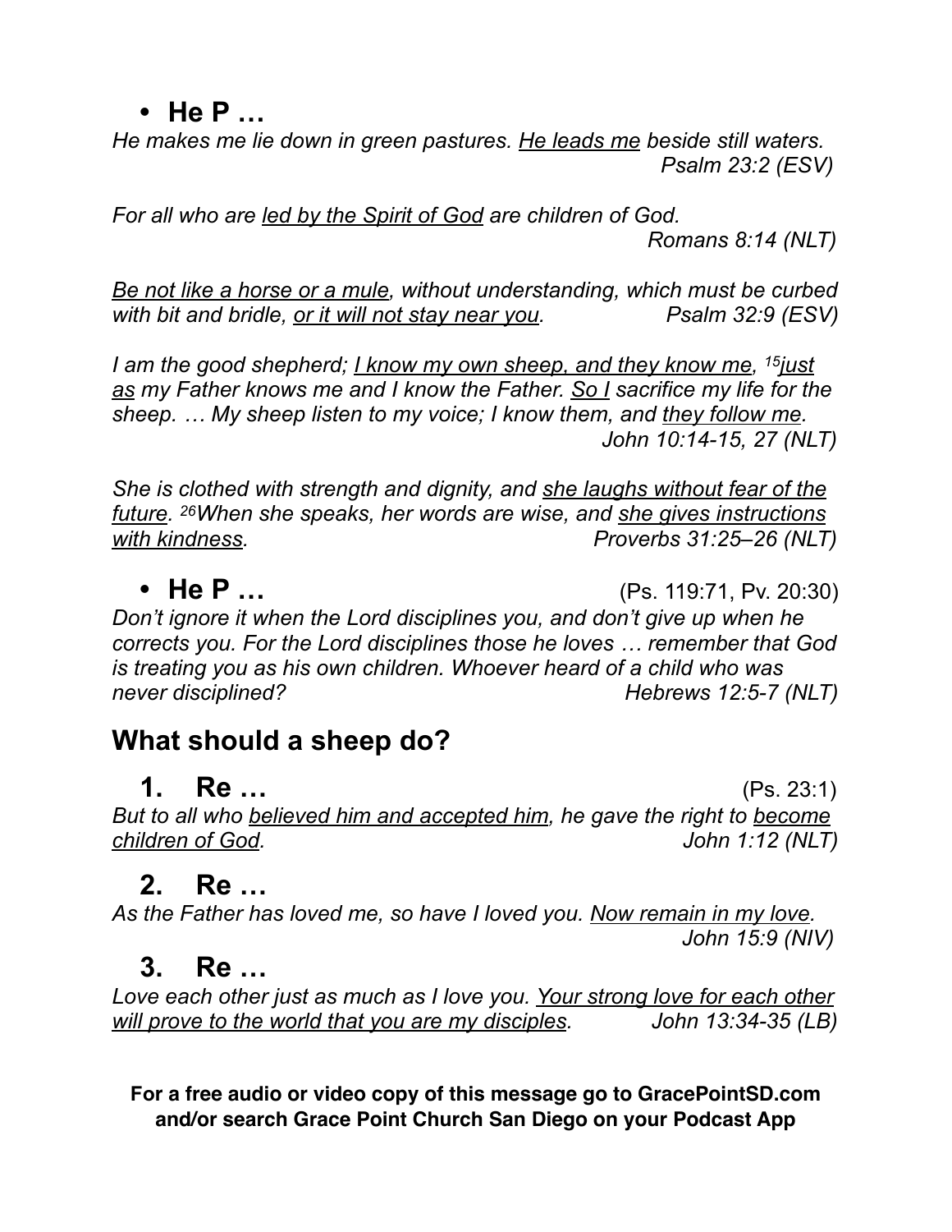- **He P …**

*He makes me lie down in green pastures. <u>He leads me</u> beside still waters.*
*Psalm 23:2 (ESV)*

*For all who are <u>led by the Spirit of God</u> are children of God.*
*Romans 8:14 (NLT)*

*<u>Be not like a horse or a mule</u>, without understanding, which must be curbed with bit and bridle, <u>or it will not stay near you</u>.* *Psalm 32:9 (ESV)*

*I am the good shepherd; <u>I know my own sheep, and they know me</u>, [15]<u>just as</u> my Father knows me and I know the Father. <u>So I</u> sacrifice my life for the sheep. … My sheep listen to my voice; I know them, and <u>they follow me</u>.*
*John 10:14-15, 27 (NLT)*

*She is clothed with strength and dignity, and <u>she laughs without fear of the future</u>. [26]When she speaks, her words are wise, and <u>she gives instructions with kindness</u>.* *Proverbs 31:25–26 (NLT)*

- **He P …** (Ps. 119:71, Pv. 20:30)

*Don't ignore it when the Lord disciplines you, and don't give up when he corrects you. For the Lord disciplines those he loves … remember that God is treating you as his own children. Whoever heard of a child who was never disciplined?* *Hebrews 12:5-7 (NLT)*

## What should a sheep do?

1. **Re …** (Ps. 23:1)

*But to all who <u>believed him and accepted him</u>, he gave the right to <u>become children of God</u>.* *John 1:12 (NLT)*

2. **Re …**

*As the Father has loved me, so have I loved you. <u>Now remain in my love</u>.*
*John 15:9 (NIV)*

3. **Re …**

*Love each other just as much as I love you. <u>Your strong love for each other will prove to the world that you are my disciples</u>.* *John 13:34-35 (LB)*

**For a free audio or video copy of this message go to GracePointSD.com and/or search Grace Point Church San Diego on your Podcast App**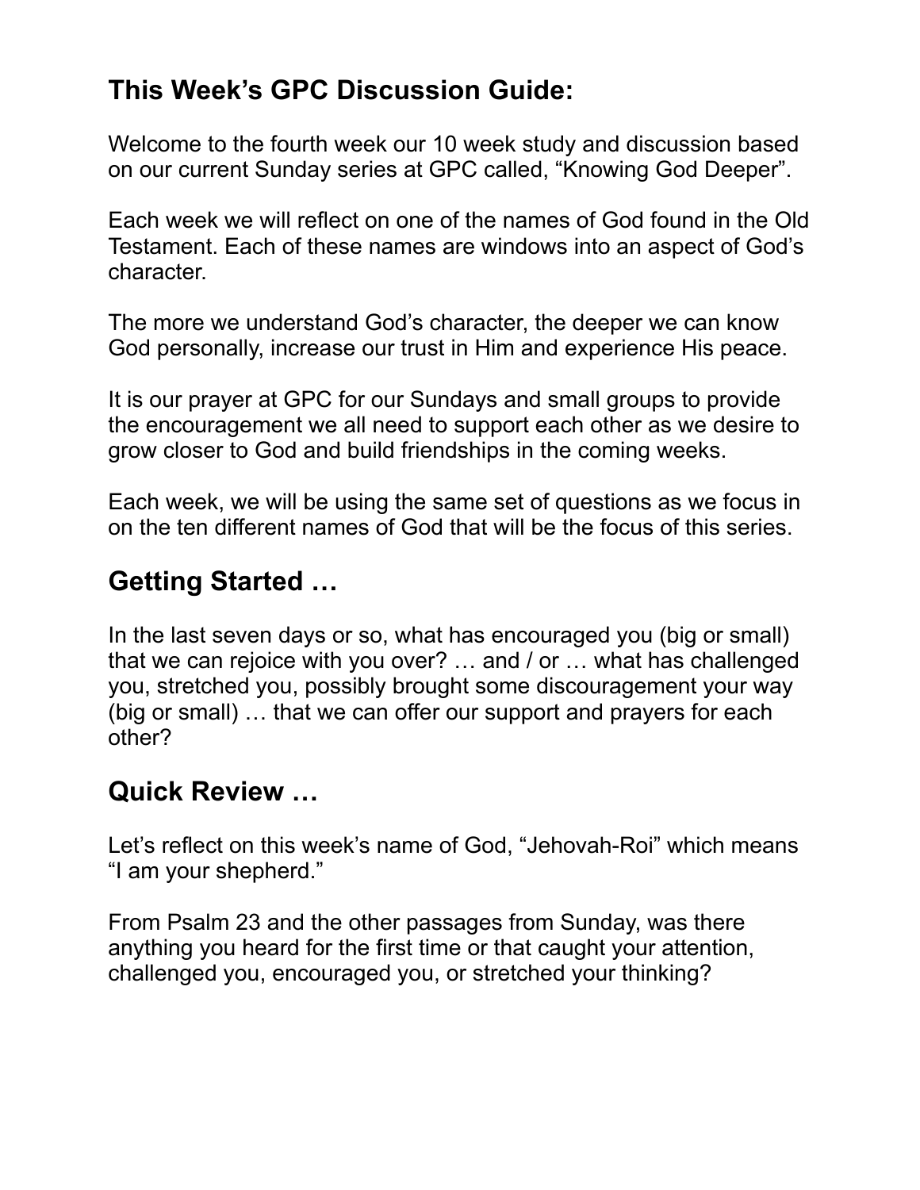## This Week's GPC Discussion Guide:

Welcome to the fourth week our 10 week study and discussion based on our current Sunday series at GPC called, "Knowing God Deeper".

Each week we will reflect on one of the names of God found in the Old Testament. Each of these names are windows into an aspect of God's character.

The more we understand God's character, the deeper we can know God personally, increase our trust in Him and experience His peace.

It is our prayer at GPC for our Sundays and small groups to provide the encouragement we all need to support each other as we desire to grow closer to God and build friendships in the coming weeks.

Each week, we will be using the same set of questions as we focus in on the ten different names of God that will be the focus of this series.

## Getting Started …

In the last seven days or so, what has encouraged you (big or small) that we can rejoice with you over? … and / or … what has challenged you, stretched you, possibly brought some discouragement your way (big or small) … that we can offer our support and prayers for each other?

## Quick Review …

Let's reflect on this week's name of God, "Jehovah-Roi" which means "I am your shepherd."

From Psalm 23 and the other passages from Sunday, was there anything you heard for the first time or that caught your attention, challenged you, encouraged you, or stretched your thinking?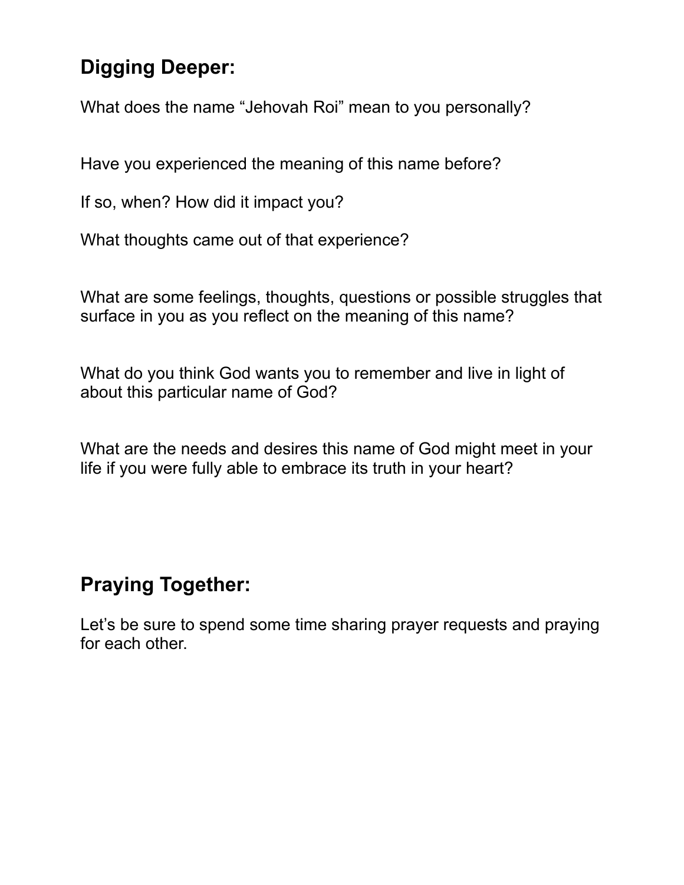## Digging Deeper:

What does the name “Jehovah Roi” mean to you personally?

Have you experienced the meaning of this name before?

If so, when? How did it impact you?

What thoughts came out of that experience?

What are some feelings, thoughts, questions or possible struggles that surface in you as you reflect on the meaning of this name?

What do you think God wants you to remember and live in light of about this particular name of God?

What are the needs and desires this name of God might meet in your life if you were fully able to embrace its truth in your heart?

## Praying Together:

Let’s be sure to spend some time sharing prayer requests and praying for each other.